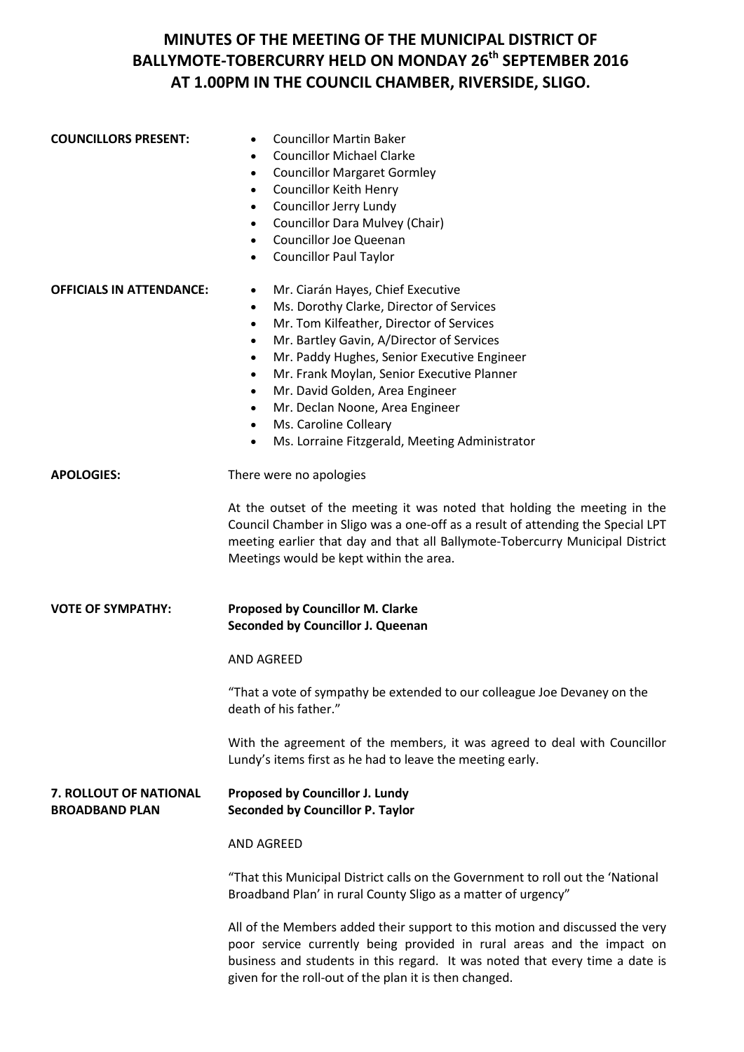# MINUTES OF THE MEETING OF THE MUNICIPAL DISTRICT OF BALLYMOTE-TOBERCURRY HELD ON MONDAY 26th SEPTEMBER 2016 AT 1.00PM IN THE COUNCIL CHAMBER, RIVERSIDE, SLIGO.

**COUNCILLORS PRESENT:**

- Councillor Martin Baker
- Councillor Michael Clarke
- Councillor Margaret Gormley
- Councillor Keith Henry
- Councillor Jerry Lundy
- Councillor Dara Mulvey (Chair)
- Councillor Joe Queenan
- Councillor Paul Taylor

**OFFICIALS IN ATTENDANCE:**

- Mr. Ciarán Hayes, Chief Executive
- Ms. Dorothy Clarke, Director of Services
- Mr. Tom Kilfeather, Director of Services
- Mr. Bartley Gavin, A/Director of Services
- Mr. Paddy Hughes, Senior Executive Engineer
- Mr. Frank Moylan, Senior Executive Planner
- Mr. David Golden, Area Engineer
- Mr. Declan Noone, Area Engineer
- Ms. Caroline Colleary
- Ms. Lorraine Fitzgerald, Meeting Administrator

**APOLOGIES:**

There were no apologies

At the outset of the meeting it was noted that holding the meeting in the Council Chamber in Sligo was a one-off as a result of attending the Special LPT meeting earlier that day and that all Ballymote-Tobercurry Municipal District Meetings would be kept within the area.

**VOTE OF SYMPATHY:**

**Proposed by Councillor M. Clarke**
**Seconded by Councillor J. Queenan**

AND AGREED

"That a vote of sympathy be extended to our colleague Joe Devaney on the death of his father."

With the agreement of the members, it was agreed to deal with Councillor Lundy's items first as he had to leave the meeting early.

**7. ROLLOUT OF NATIONAL BROADBAND PLAN**

**Proposed by Councillor J. Lundy**
**Seconded by Councillor P. Taylor**

AND AGREED

"That this Municipal District calls on the Government to roll out the 'National Broadband Plan' in rural County Sligo as a matter of urgency"

All of the Members added their support to this motion and discussed the very poor service currently being provided in rural areas and the impact on business and students in this regard. It was noted that every time a date is given for the roll-out of the plan it is then changed.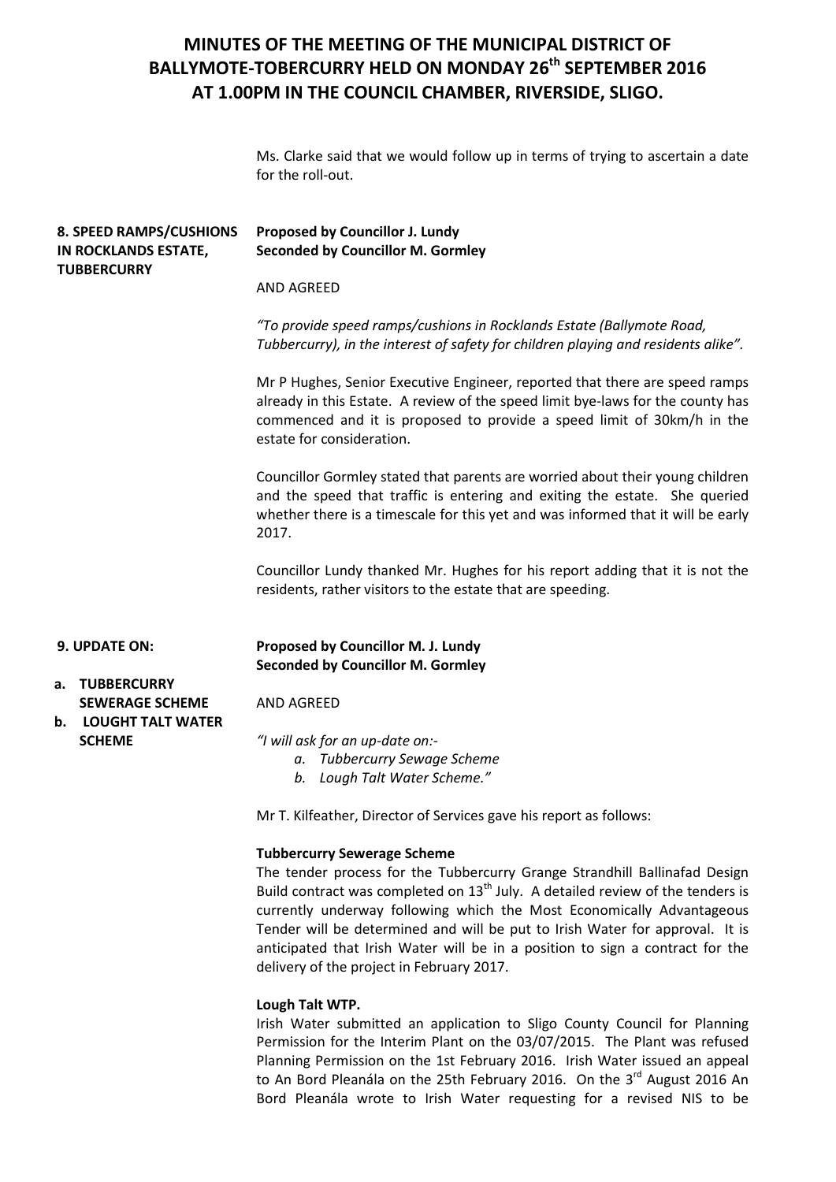# MINUTES OF THE MEETING OF THE MUNICIPAL DISTRICT OF BALLYMOTE-TOBERCURRY HELD ON MONDAY 26th SEPTEMBER 2016 AT 1.00PM IN THE COUNCIL CHAMBER, RIVERSIDE, SLIGO.

Ms. Clarke said that we would follow up in terms of trying to ascertain a date for the roll-out.

**8. SPEED RAMPS/CUSHIONS IN ROCKLANDS ESTATE, TUBBERCURRY**

**Proposed by Councillor J. Lundy**
**Seconded by Councillor M. Gormley**

AND AGREED

*"To provide speed ramps/cushions in Rocklands Estate (Ballymote Road, Tubbercurry), in the interest of safety for children playing and residents alike".*

Mr P Hughes, Senior Executive Engineer, reported that there are speed ramps already in this Estate. A review of the speed limit bye-laws for the county has commenced and it is proposed to provide a speed limit of 30km/h in the estate for consideration.

Councillor Gormley stated that parents are worried about their young children and the speed that traffic is entering and exiting the estate. She queried whether there is a timescale for this yet and was informed that it will be early 2017.

Councillor Lundy thanked Mr. Hughes for his report adding that it is not the residents, rather visitors to the estate that are speeding.

**9. UPDATE ON:**

**a. TUBBERCURRY SEWERAGE SCHEME**
**b. LOUGHT TALT WATER SCHEME**

**Proposed by Councillor M. J. Lundy**
**Seconded by Councillor M. Gormley**

AND AGREED

*"I will ask for an up-date on:-*

*a. Tubbercurry Sewage Scheme*
*b. Lough Talt Water Scheme."*

Mr T. Kilfeather, Director of Services gave his report as follows:

**Tubbercurry Sewerage Scheme**

The tender process for the Tubbercurry Grange Strandhill Ballinafad Design Build contract was completed on 13th July. A detailed review of the tenders is currently underway following which the Most Economically Advantageous Tender will be determined and will be put to Irish Water for approval. It is anticipated that Irish Water will be in a position to sign a contract for the delivery of the project in February 2017.

**Lough Talt WTP.**

Irish Water submitted an application to Sligo County Council for Planning Permission for the Interim Plant on the 03/07/2015. The Plant was refused Planning Permission on the 1st February 2016. Irish Water issued an appeal to An Bord Pleanála on the 25th February 2016. On the 3rd August 2016 An Bord Pleanála wrote to Irish Water requesting for a revised NIS to be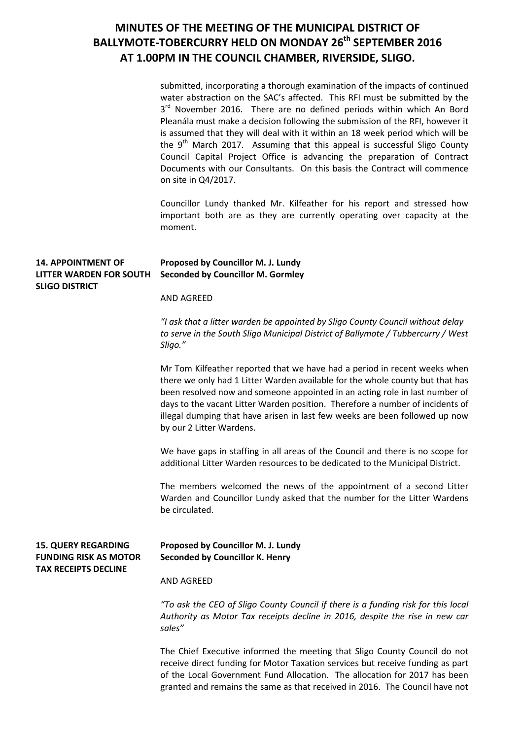submitted, incorporating a thorough examination of the impacts of continued water abstraction on the SAC's affected. This RFI must be submitted by the 3rd November 2016. There are no defined periods within which An Bord Pleanála must make a decision following the submission of the RFI, however it is assumed that they will deal with it within an 18 week period which will be the 9th March 2017. Assuming that this appeal is successful Sligo County Council Capital Project Office is advancing the preparation of Contract Documents with our Consultants. On this basis the Contract will commence on site in Q4/2017.

Councillor Lundy thanked Mr. Kilfeather for his report and stressed how important both are as they are currently operating over capacity at the moment.

**14. APPOINTMENT OF LITTER WARDEN FOR SOUTH SLIGO DISTRICT**

**Proposed by Councillor M. J. Lundy**
**Seconded by Councillor M. Gormley**

AND AGREED

*"I ask that a litter warden be appointed by Sligo County Council without delay to serve in the South Sligo Municipal District of Ballymote / Tubbercurry / West Sligo."*

Mr Tom Kilfeather reported that we have had a period in recent weeks when there we only had 1 Litter Warden available for the whole county but that has been resolved now and someone appointed in an acting role in last number of days to the vacant Litter Warden position. Therefore a number of incidents of illegal dumping that have arisen in last few weeks are been followed up now by our 2 Litter Wardens.

We have gaps in staffing in all areas of the Council and there is no scope for additional Litter Warden resources to be dedicated to the Municipal District.

The members welcomed the news of the appointment of a second Litter Warden and Councillor Lundy asked that the number for the Litter Wardens be circulated.

**15. QUERY REGARDING FUNDING RISK AS MOTOR TAX RECEIPTS DECLINE**

**Proposed by Councillor M. J. Lundy**
**Seconded by Councillor K. Henry**

AND AGREED

*"To ask the CEO of Sligo County Council if there is a funding risk for this local Authority as Motor Tax receipts decline in 2016, despite the rise in new car sales"*

The Chief Executive informed the meeting that Sligo County Council do not receive direct funding for Motor Taxation services but receive funding as part of the Local Government Fund Allocation. The allocation for 2017 has been granted and remains the same as that received in 2016. The Council have not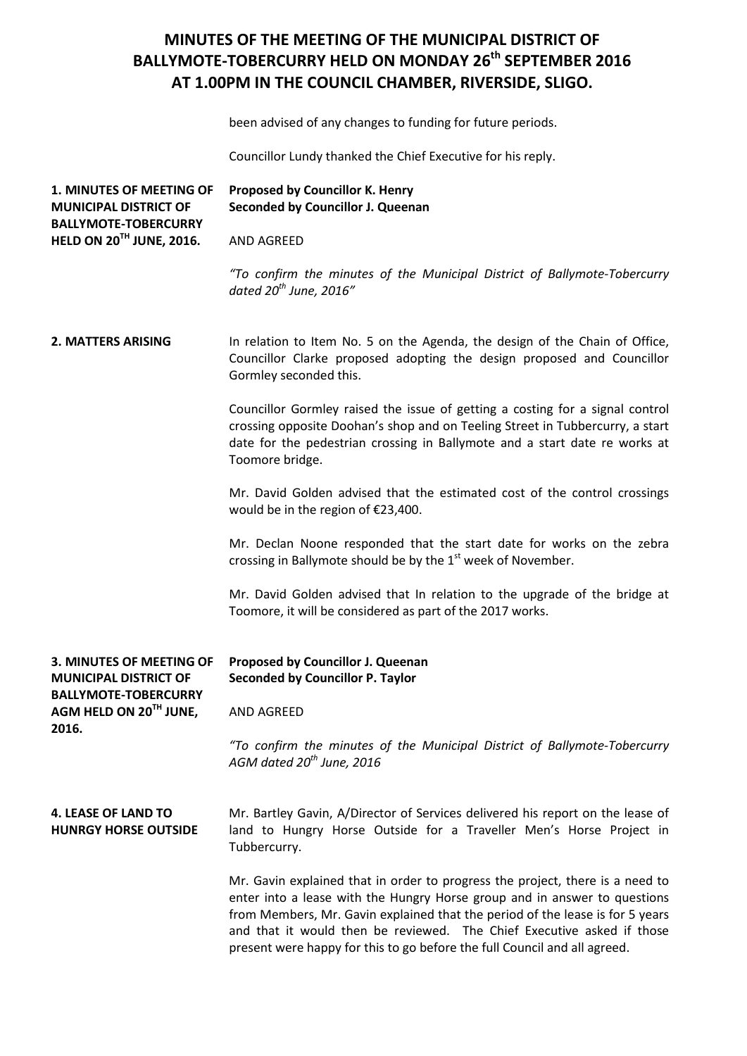# MINUTES OF THE MEETING OF THE MUNICIPAL DISTRICT OF BALLYMOTE-TOBERCURRY HELD ON MONDAY 26th SEPTEMBER 2016 AT 1.00PM IN THE COUNCIL CHAMBER, RIVERSIDE, SLIGO.

been advised of any changes to funding for future periods.

Councillor Lundy thanked the Chief Executive for his reply.

**1. MINUTES OF MEETING OF MUNICIPAL DISTRICT OF BALLYMOTE-TOBERCURRY HELD ON 20TH JUNE, 2016.**

**Proposed by Councillor K. Henry**
**Seconded by Councillor J. Queenan**

AND AGREED

*"To confirm the minutes of the Municipal District of Ballymote-Tobercurry dated 20th June, 2016"*

**2. MATTERS ARISING**

In relation to Item No. 5 on the Agenda, the design of the Chain of Office, Councillor Clarke proposed adopting the design proposed and Councillor Gormley seconded this.

Councillor Gormley raised the issue of getting a costing for a signal control crossing opposite Doohan's shop and on Teeling Street in Tubbercurry, a start date for the pedestrian crossing in Ballymote and a start date re works at Toomore bridge.

Mr. David Golden advised that the estimated cost of the control crossings would be in the region of €23,400.

Mr. Declan Noone responded that the start date for works on the zebra crossing in Ballymote should be by the 1st week of November.

Mr. David Golden advised that In relation to the upgrade of the bridge at Toomore, it will be considered as part of the 2017 works.

**3. MINUTES OF MEETING OF MUNICIPAL DISTRICT OF BALLYMOTE-TOBERCURRY AGM HELD ON 20TH JUNE, 2016.**

**Proposed by Councillor J. Queenan**
**Seconded by Councillor P. Taylor**

AND AGREED

*"To confirm the minutes of the Municipal District of Ballymote-Tobercurry AGM dated 20th June, 2016*

**4. LEASE OF LAND TO HUNRGY HORSE OUTSIDE**

Mr. Bartley Gavin, A/Director of Services delivered his report on the lease of land to Hungry Horse Outside for a Traveller Men's Horse Project in Tubbercurry.

Mr. Gavin explained that in order to progress the project, there is a need to enter into a lease with the Hungry Horse group and in answer to questions from Members, Mr. Gavin explained that the period of the lease is for 5 years and that it would then be reviewed. The Chief Executive asked if those present were happy for this to go before the full Council and all agreed.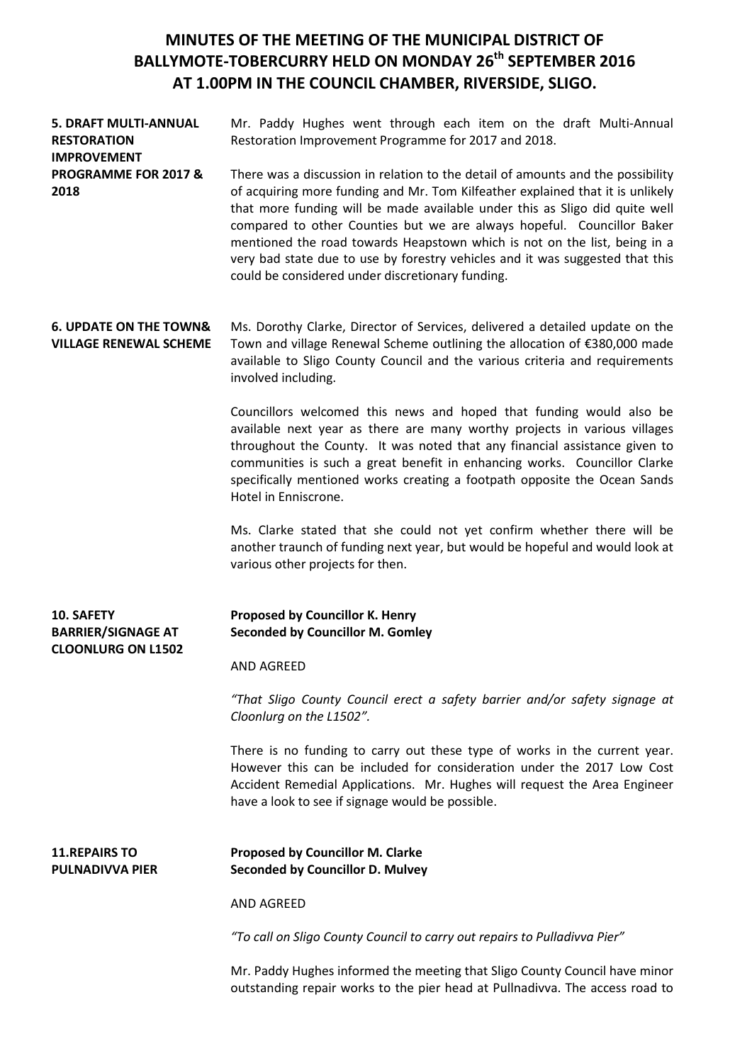# MINUTES OF THE MEETING OF THE MUNICIPAL DISTRICT OF BALLYMOTE-TOBERCURRY HELD ON MONDAY 26th SEPTEMBER 2016 AT 1.00PM IN THE COUNCIL CHAMBER, RIVERSIDE, SLIGO.

**5. DRAFT MULTI-ANNUAL RESTORATION IMPROVEMENT PROGRAMME FOR 2017 & 2018**

Mr. Paddy Hughes went through each item on the draft Multi-Annual Restoration Improvement Programme for 2017 and 2018.

There was a discussion in relation to the detail of amounts and the possibility of acquiring more funding and Mr. Tom Kilfeather explained that it is unlikely that more funding will be made available under this as Sligo did quite well compared to other Counties but we are always hopeful. Councillor Baker mentioned the road towards Heapstown which is not on the list, being in a very bad state due to use by forestry vehicles and it was suggested that this could be considered under discretionary funding.

**6. UPDATE ON THE TOWN& VILLAGE RENEWAL SCHEME**

Ms. Dorothy Clarke, Director of Services, delivered a detailed update on the Town and village Renewal Scheme outlining the allocation of €380,000 made available to Sligo County Council and the various criteria and requirements involved including.

Councillors welcomed this news and hoped that funding would also be available next year as there are many worthy projects in various villages throughout the County. It was noted that any financial assistance given to communities is such a great benefit in enhancing works. Councillor Clarke specifically mentioned works creating a footpath opposite the Ocean Sands Hotel in Enniscrone.

Ms. Clarke stated that she could not yet confirm whether there will be another traunch of funding next year, but would be hopeful and would look at various other projects for then.

**10. SAFETY BARRIER/SIGNAGE AT CLOONLURG ON L1502**

**Proposed by Councillor K. Henry**
**Seconded by Councillor M. Gomley**

AND AGREED

*"That Sligo County Council erect a safety barrier and/or safety signage at Cloonlurg on the L1502".*

There is no funding to carry out these type of works in the current year. However this can be included for consideration under the 2017 Low Cost Accident Remedial Applications. Mr. Hughes will request the Area Engineer have a look to see if signage would be possible.

**11.REPAIRS TO PULNADIVVA PIER**

**Proposed by Councillor M. Clarke**
**Seconded by Councillor D. Mulvey**

AND AGREED

*"To call on Sligo County Council to carry out repairs to Pulladivva Pier"*

Mr. Paddy Hughes informed the meeting that Sligo County Council have minor outstanding repair works to the pier head at Pullnadivva. The access road to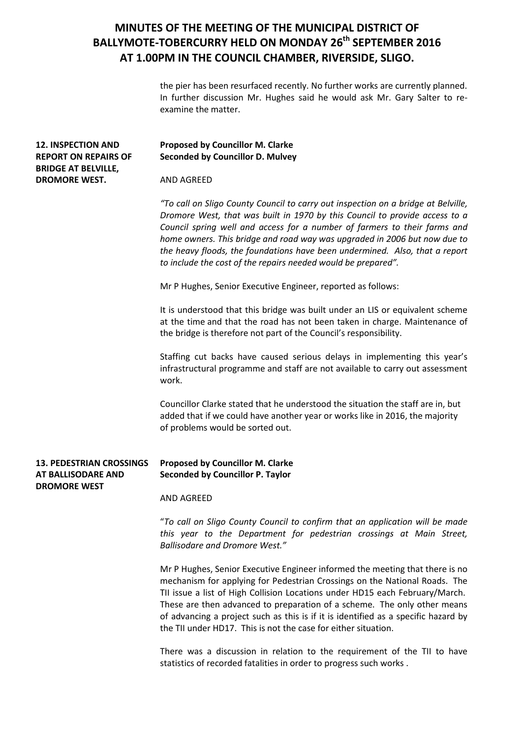# MINUTES OF THE MEETING OF THE MUNICIPAL DISTRICT OF BALLYMOTE-TOBERCURRY HELD ON MONDAY 26th SEPTEMBER 2016 AT 1.00PM IN THE COUNCIL CHAMBER, RIVERSIDE, SLIGO.

the pier has been resurfaced recently. No further works are currently planned. In further discussion Mr. Hughes said he would ask Mr. Gary Salter to re-examine the matter.

**12. INSPECTION AND REPORT ON REPAIRS OF BRIDGE AT BELVILLE, DROMORE WEST.**

**Proposed by Councillor M. Clarke**
**Seconded by Councillor D. Mulvey**

AND AGREED

*"To call on Sligo County Council to carry out inspection on a bridge at Belville, Dromore West, that was built in 1970 by this Council to provide access to a Council spring well and access for a number of farmers to their farms and home owners. This bridge and road way was upgraded in 2006 but now due to the heavy floods, the foundations have been undermined. Also, that a report to include the cost of the repairs needed would be prepared".*

Mr P Hughes, Senior Executive Engineer, reported as follows:

It is understood that this bridge was built under an LIS or equivalent scheme at the time and that the road has not been taken in charge. Maintenance of the bridge is therefore not part of the Council's responsibility.

Staffing cut backs have caused serious delays in implementing this year's infrastructural programme and staff are not available to carry out assessment work.

Councillor Clarke stated that he understood the situation the staff are in, but added that if we could have another year or works like in 2016, the majority of problems would be sorted out.

**13. PEDESTRIAN CROSSINGS AT BALLISODARE AND DROMORE WEST**

**Proposed by Councillor M. Clarke**
**Seconded by Councillor P. Taylor**

AND AGREED

"*To call on Sligo County Council to confirm that an application will be made this year to the Department for pedestrian crossings at Main Street, Ballisodare and Dromore West."*

Mr P Hughes, Senior Executive Engineer informed the meeting that there is no mechanism for applying for Pedestrian Crossings on the National Roads. The TII issue a list of High Collision Locations under HD15 each February/March. These are then advanced to preparation of a scheme. The only other means of advancing a project such as this is if it is identified as a specific hazard by the TII under HD17. This is not the case for either situation.

There was a discussion in relation to the requirement of the TII to have statistics of recorded fatalities in order to progress such works .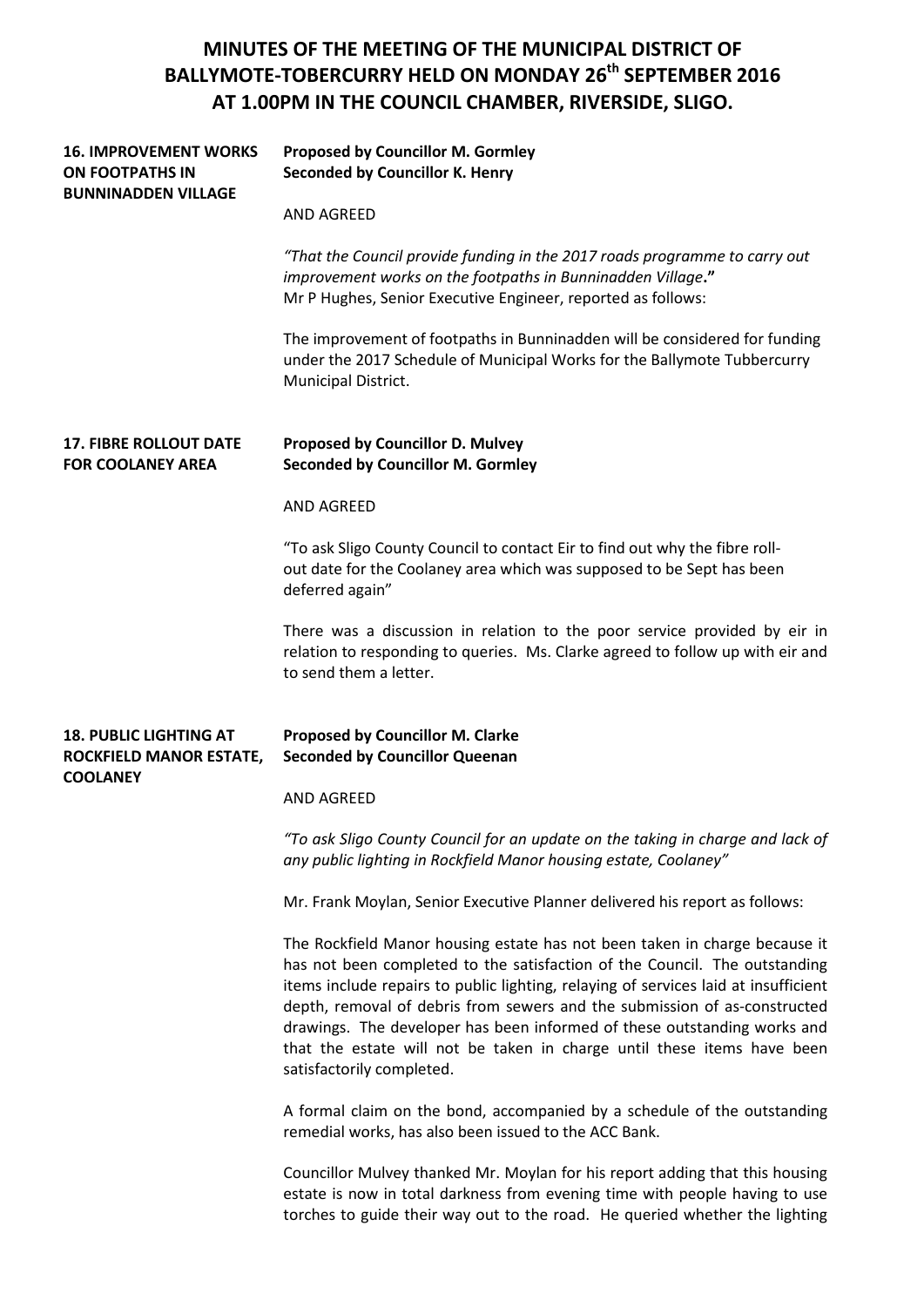# MINUTES OF THE MEETING OF THE MUNICIPAL DISTRICT OF BALLYMOTE-TOBERCURRY HELD ON MONDAY 26th SEPTEMBER 2016 AT 1.00PM IN THE COUNCIL CHAMBER, RIVERSIDE, SLIGO.

**16. IMPROVEMENT WORKS ON FOOTPATHS IN BUNNINADDEN VILLAGE**

**Proposed by Councillor M. Gormley**
**Seconded by Councillor K. Henry**

AND AGREED

*"That the Council provide funding in the 2017 roads programme to carry out improvement works on the footpaths in Bunninadden Village.*"

Mr P Hughes, Senior Executive Engineer, reported as follows:

The improvement of footpaths in Bunninadden will be considered for funding under the 2017 Schedule of Municipal Works for the Ballymote Tubbercurry Municipal District.

**17. FIBRE ROLLOUT DATE FOR COOLANEY AREA**

**Proposed by Councillor D. Mulvey**
**Seconded by Councillor M. Gormley**

AND AGREED

"To ask Sligo County Council to contact Eir to find out why the fibre roll-out date for the Coolaney area which was supposed to be Sept has been deferred again"

There was a discussion in relation to the poor service provided by eir in relation to responding to queries. Ms. Clarke agreed to follow up with eir and to send them a letter.

**18. PUBLIC LIGHTING AT ROCKFIELD MANOR ESTATE, COOLANEY**

**Proposed by Councillor M. Clarke**
**Seconded by Councillor Queenan**

AND AGREED

*"To ask Sligo County Council for an update on the taking in charge and lack of any public lighting in Rockfield Manor housing estate, Coolaney"*

Mr. Frank Moylan, Senior Executive Planner delivered his report as follows:

The Rockfield Manor housing estate has not been taken in charge because it has not been completed to the satisfaction of the Council. The outstanding items include repairs to public lighting, relaying of services laid at insufficient depth, removal of debris from sewers and the submission of as-constructed drawings. The developer has been informed of these outstanding works and that the estate will not be taken in charge until these items have been satisfactorily completed.

A formal claim on the bond, accompanied by a schedule of the outstanding remedial works, has also been issued to the ACC Bank.

Councillor Mulvey thanked Mr. Moylan for his report adding that this housing estate is now in total darkness from evening time with people having to use torches to guide their way out to the road. He queried whether the lighting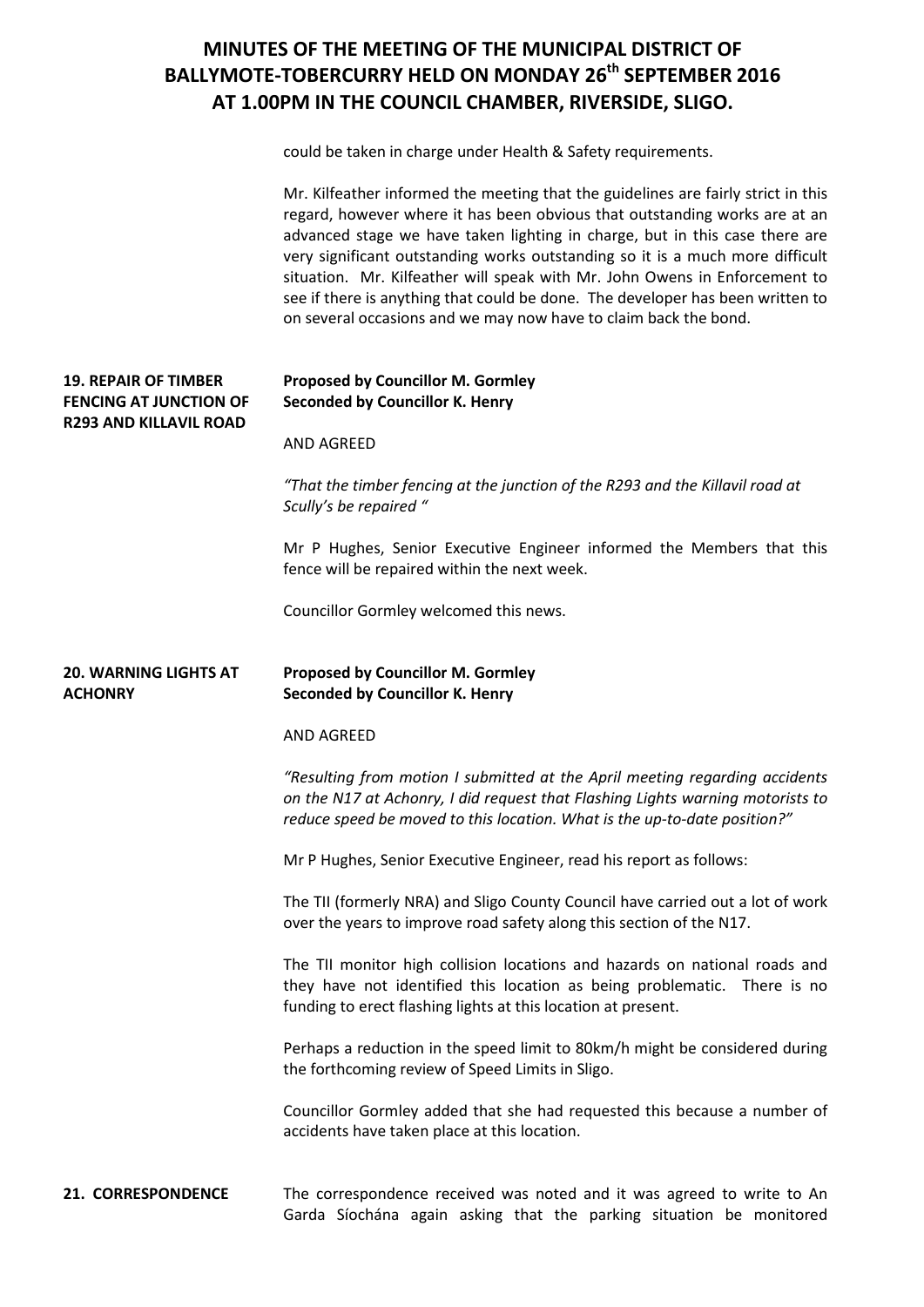could be taken in charge under Health & Safety requirements.

Mr. Kilfeather informed the meeting that the guidelines are fairly strict in this regard, however where it has been obvious that outstanding works are at an advanced stage we have taken lighting in charge, but in this case there are very significant outstanding works outstanding so it is a much more difficult situation. Mr. Kilfeather will speak with Mr. John Owens in Enforcement to see if there is anything that could be done. The developer has been written to on several occasions and we may now have to claim back the bond.

**19. REPAIR OF TIMBER FENCING AT JUNCTION OF R293 AND KILLAVIL ROAD**

**Proposed by Councillor M. Gormley**
**Seconded by Councillor K. Henry**

AND AGREED

*"That the timber fencing at the junction of the R293 and the Killavil road at Scully's be repaired "*

Mr P Hughes, Senior Executive Engineer informed the Members that this fence will be repaired within the next week.

Councillor Gormley welcomed this news.

**20. WARNING LIGHTS AT ACHONRY**

**Proposed by Councillor M. Gormley**
**Seconded by Councillor K. Henry**

AND AGREED

*"Resulting from motion I submitted at the April meeting regarding accidents on the N17 at Achonry, I did request that Flashing Lights warning motorists to reduce speed be moved to this location. What is the up-to-date position?"*

Mr P Hughes, Senior Executive Engineer, read his report as follows:

The TII (formerly NRA) and Sligo County Council have carried out a lot of work over the years to improve road safety along this section of the N17.

The TII monitor high collision locations and hazards on national roads and they have not identified this location as being problematic. There is no funding to erect flashing lights at this location at present.

Perhaps a reduction in the speed limit to 80km/h might be considered during the forthcoming review of Speed Limits in Sligo.

Councillor Gormley added that she had requested this because a number of accidents have taken place at this location.

**21. CORRESPONDENCE**

The correspondence received was noted and it was agreed to write to An Garda Síochána again asking that the parking situation be monitored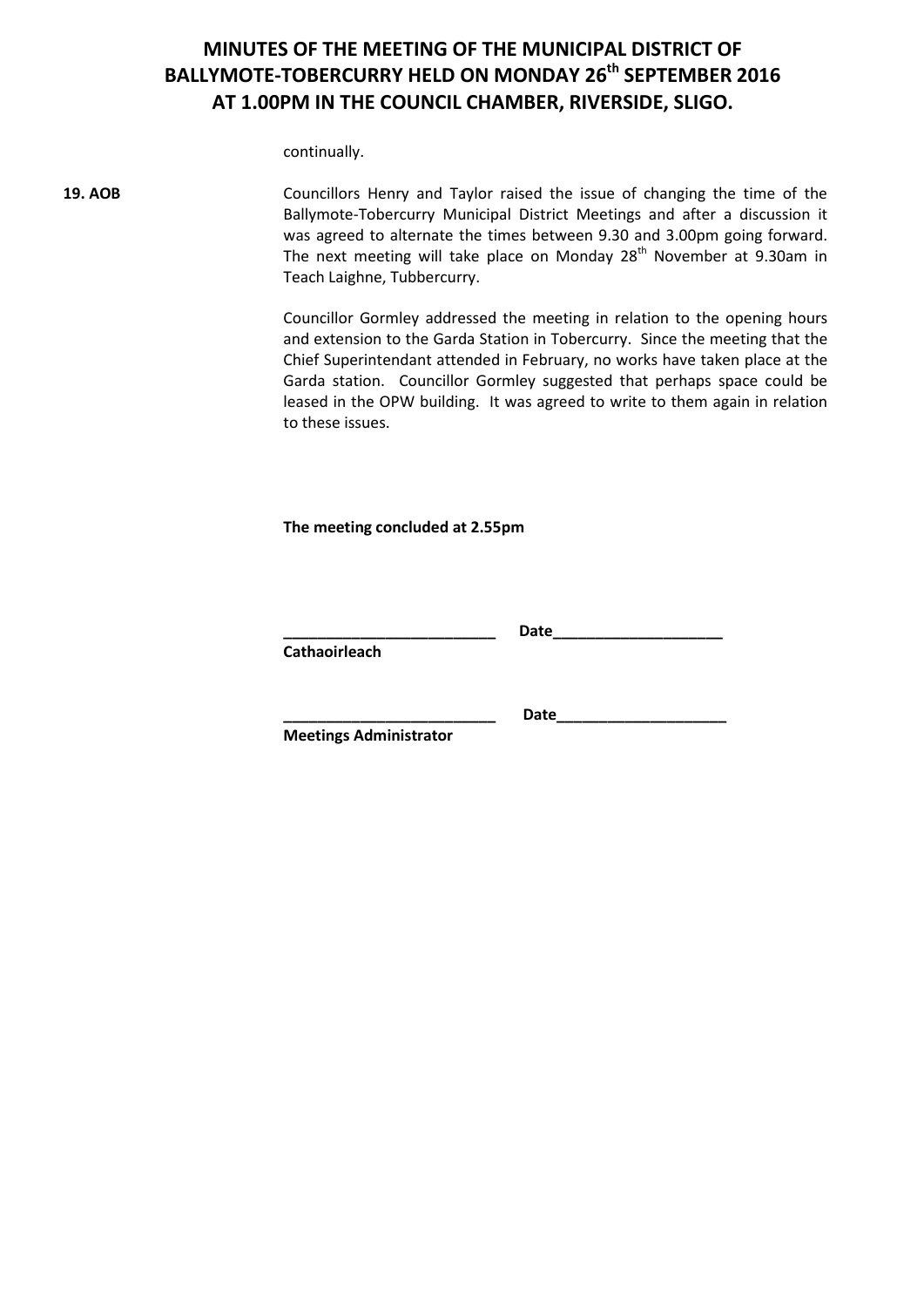continually.

**19. AOB**

Councillors Henry and Taylor raised the issue of changing the time of the Ballymote-Tobercurry Municipal District Meetings and after a discussion it was agreed to alternate the times between 9.30 and 3.00pm going forward. The next meeting will take place on Monday 28th November at 9.30am in Teach Laighne, Tubbercurry.

Councillor Gormley addressed the meeting in relation to the opening hours and extension to the Garda Station in Tobercurry. Since the meeting that the Chief Superintendant attended in February, no works have taken place at the Garda station. Councillor Gormley suggested that perhaps space could be leased in the OPW building. It was agreed to write to them again in relation to these issues.

**The meeting concluded at 2.55pm**

**_________________________ Date____________________**
**Cathaoirleach**

**_________________________ Date____________________**
**Meetings Administrator**